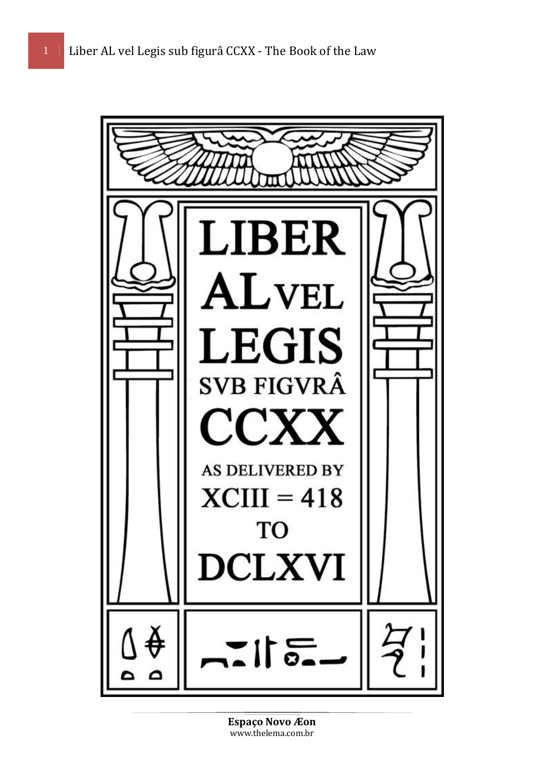# LIBER AL VEL LEGIS SVB FIGVRÂ CCXX

AS DELIVERED BY

XCIII = 418

TO

DCLXVI

**Espaço Novo Æon**
www.thelema.com.br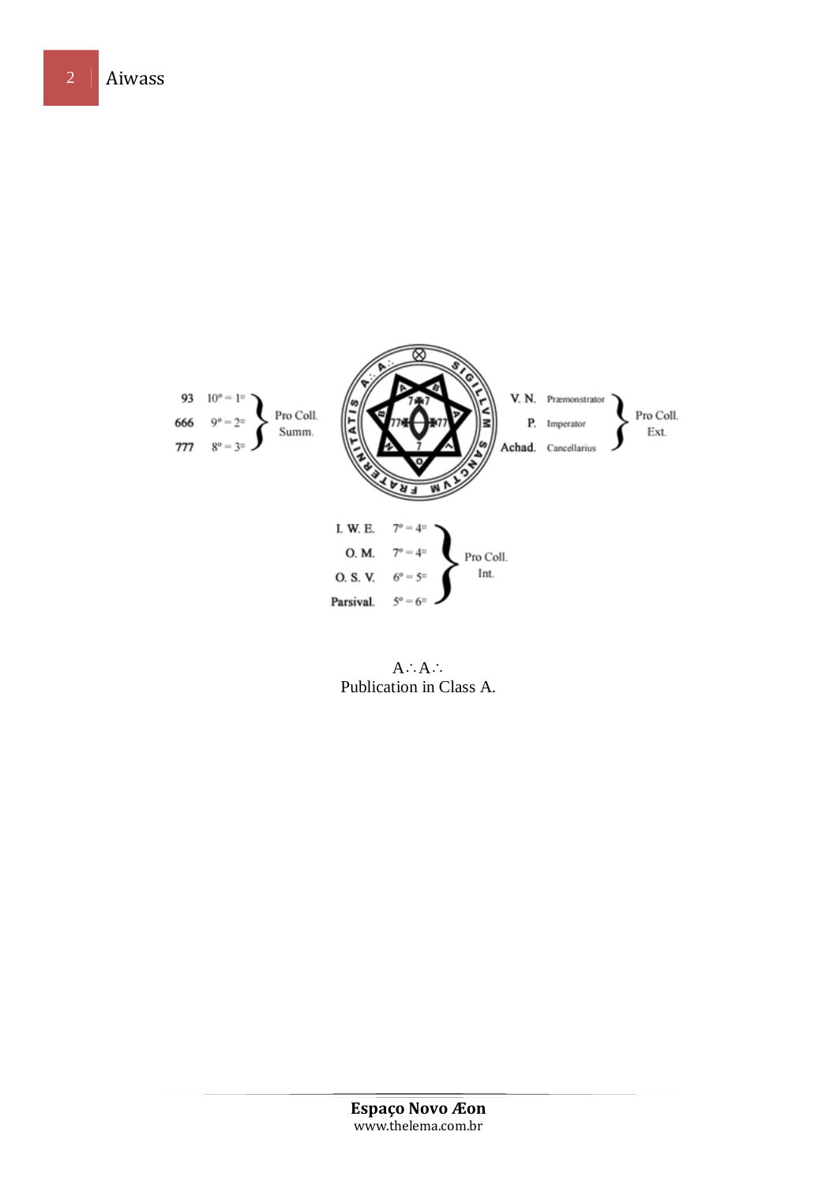| | | |
|---|---|---|
| 93 | 10° = 1▫ | Pro Coll. Summ. |
| 666 | 9° = 2▫ | |
| 777 | 8° = 3▫ | |

| | | |
|---|---|---|
| V. N. | Præmonstrator | Pro Coll. Ext. |
| P. | Imperator | |
| Achad. | Cancellarius | |

| | | |
|---|---|---|
| I. W. E. | 7° = 4▫ | Pro Coll. Int. |
| O. M. | 7° = 4▫ | |
| O. S. V. | 6° = 5▫ | |
| Parsival. | 5° = 6▫ | |

A∴A∴
Publication in Class A.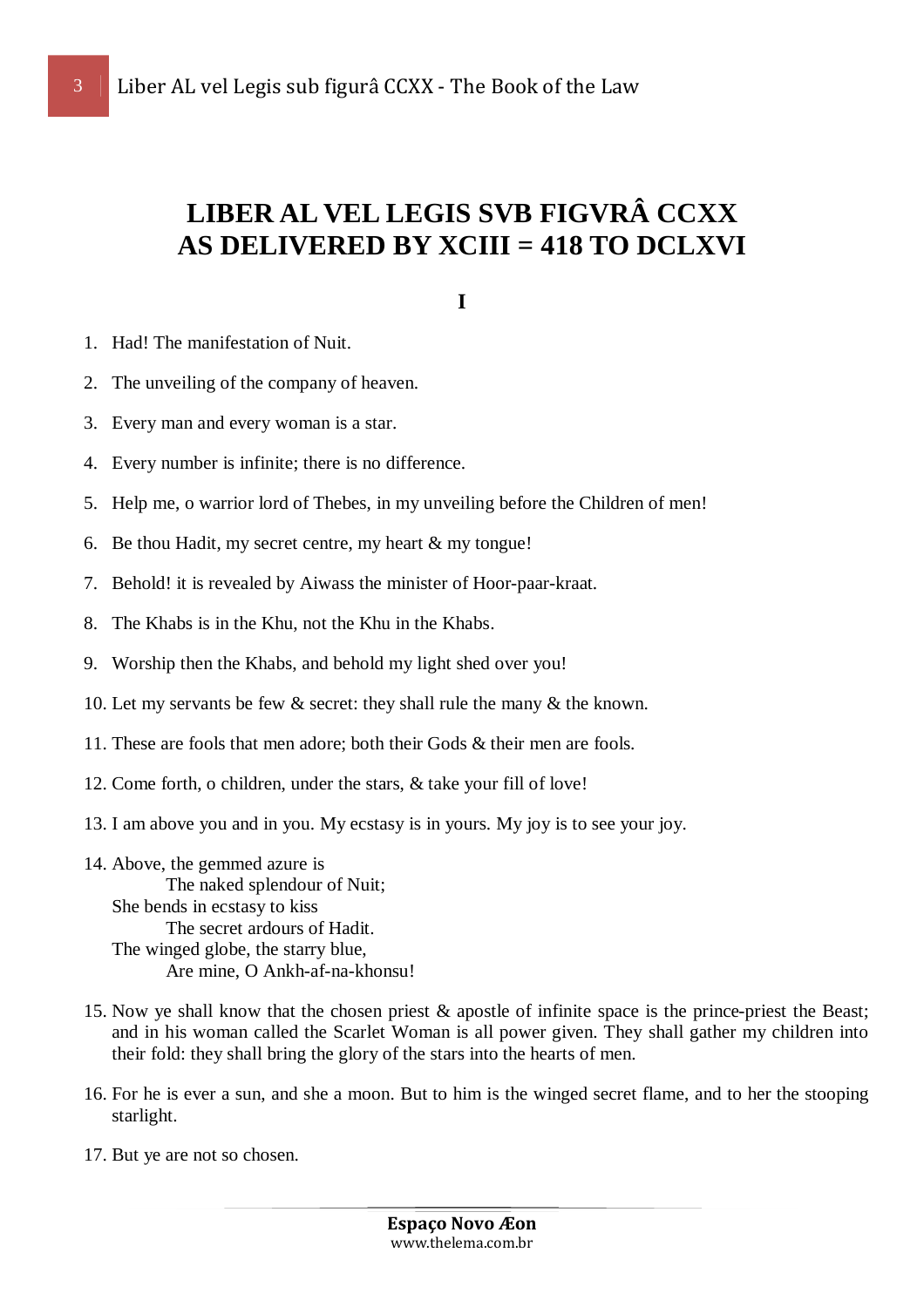# LIBER AL VEL LEGIS SVB FIGVRÂ CCXX
# AS DELIVERED BY XCIII = 418 TO DCLXVI

## I

1. Had! The manifestation of Nuit.

2. The unveiling of the company of heaven.

3. Every man and every woman is a star.

4. Every number is infinite; there is no difference.

5. Help me, o warrior lord of Thebes, in my unveiling before the Children of men!

6. Be thou Hadit, my secret centre, my heart & my tongue!

7. Behold! it is revealed by Aiwass the minister of Hoor-paar-kraat.

8. The Khabs is in the Khu, not the Khu in the Khabs.

9. Worship then the Khabs, and behold my light shed over you!

10. Let my servants be few & secret: they shall rule the many & the known.

11. These are fools that men adore; both their Gods & their men are fools.

12. Come forth, o children, under the stars, & take your fill of love!

13. I am above you and in you. My ecstasy is in yours. My joy is to see your joy.

14. Above, the gemmed azure is  
    The naked splendour of Nuit;  
    She bends in ecstasy to kiss  
    The secret ardours of Hadit.  
    The winged globe, the starry blue,  
    Are mine, O Ankh-af-na-khonsu!

15. Now ye shall know that the chosen priest & apostle of infinite space is the prince-priest the Beast; and in his woman called the Scarlet Woman is all power given. They shall gather my children into their fold: they shall bring the glory of the stars into the hearts of men.

16. For he is ever a sun, and she a moon. But to him is the winged secret flame, and to her the stooping starlight.

17. But ye are not so chosen.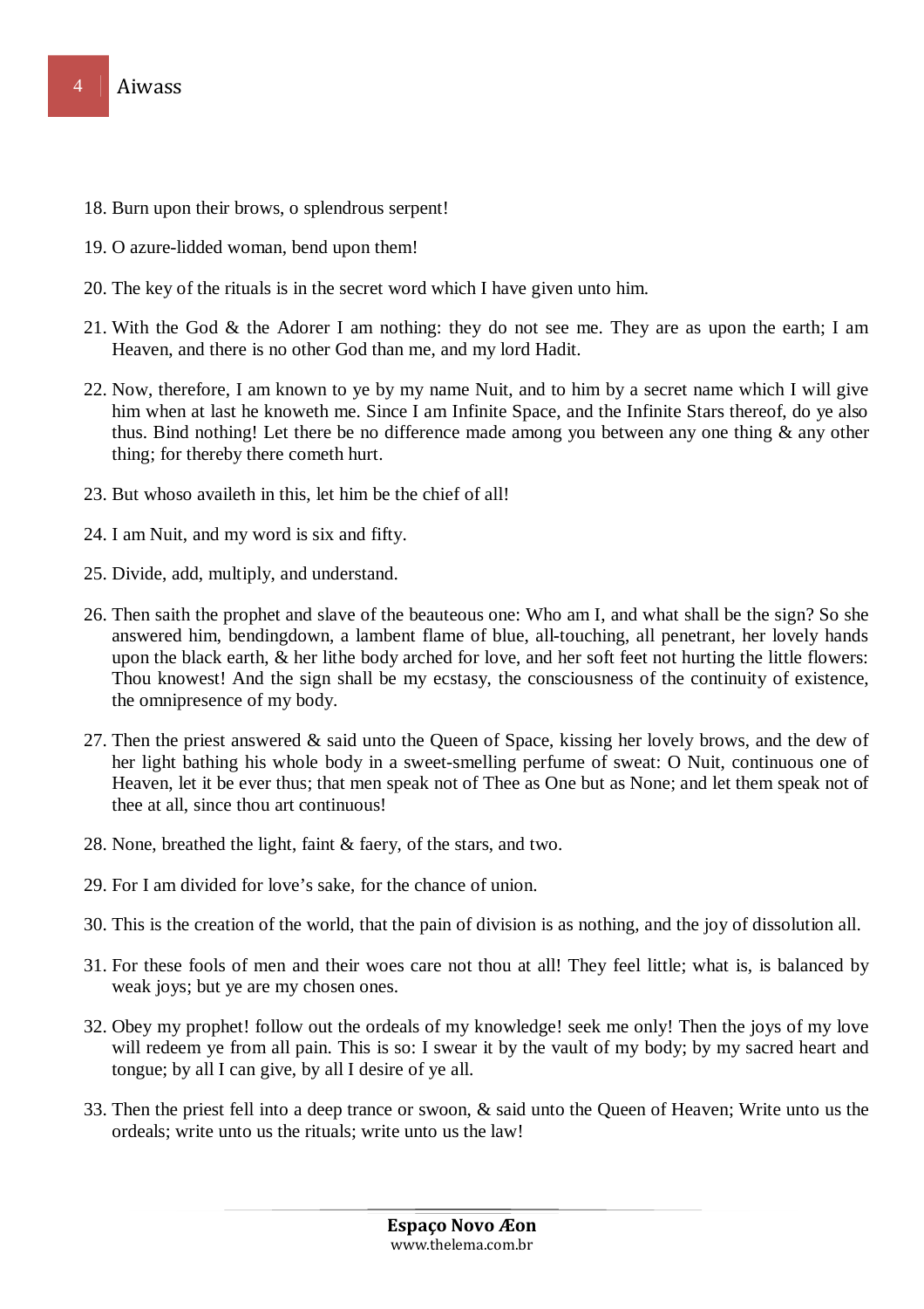18. Burn upon their brows, o splendrous serpent!

19. O azure-lidded woman, bend upon them!

20. The key of the rituals is in the secret word which I have given unto him.

21. With the God & the Adorer I am nothing: they do not see me. They are as upon the earth; I am Heaven, and there is no other God than me, and my lord Hadit.

22. Now, therefore, I am known to ye by my name Nuit, and to him by a secret name which I will give him when at last he knoweth me. Since I am Infinite Space, and the Infinite Stars thereof, do ye also thus. Bind nothing! Let there be no difference made among you between any one thing & any other thing; for thereby there cometh hurt.

23. But whoso availeth in this, let him be the chief of all!

24. I am Nuit, and my word is six and fifty.

25. Divide, add, multiply, and understand.

26. Then saith the prophet and slave of the beauteous one: Who am I, and what shall be the sign? So she answered him, bendingdown, a lambent flame of blue, all-touching, all penetrant, her lovely hands upon the black earth, & her lithe body arched for love, and her soft feet not hurting the little flowers: Thou knowest! And the sign shall be my ecstasy, the consciousness of the continuity of existence, the omnipresence of my body.

27. Then the priest answered & said unto the Queen of Space, kissing her lovely brows, and the dew of her light bathing his whole body in a sweet-smelling perfume of sweat: O Nuit, continuous one of Heaven, let it be ever thus; that men speak not of Thee as One but as None; and let them speak not of thee at all, since thou art continuous!

28. None, breathed the light, faint & faery, of the stars, and two.

29. For I am divided for love's sake, for the chance of union.

30. This is the creation of the world, that the pain of division is as nothing, and the joy of dissolution all.

31. For these fools of men and their woes care not thou at all! They feel little; what is, is balanced by weak joys; but ye are my chosen ones.

32. Obey my prophet! follow out the ordeals of my knowledge! seek me only! Then the joys of my love will redeem ye from all pain. This is so: I swear it by the vault of my body; by my sacred heart and tongue; by all I can give, by all I desire of ye all.

33. Then the priest fell into a deep trance or swoon, & said unto the Queen of Heaven; Write unto us the ordeals; write unto us the rituals; write unto us the law!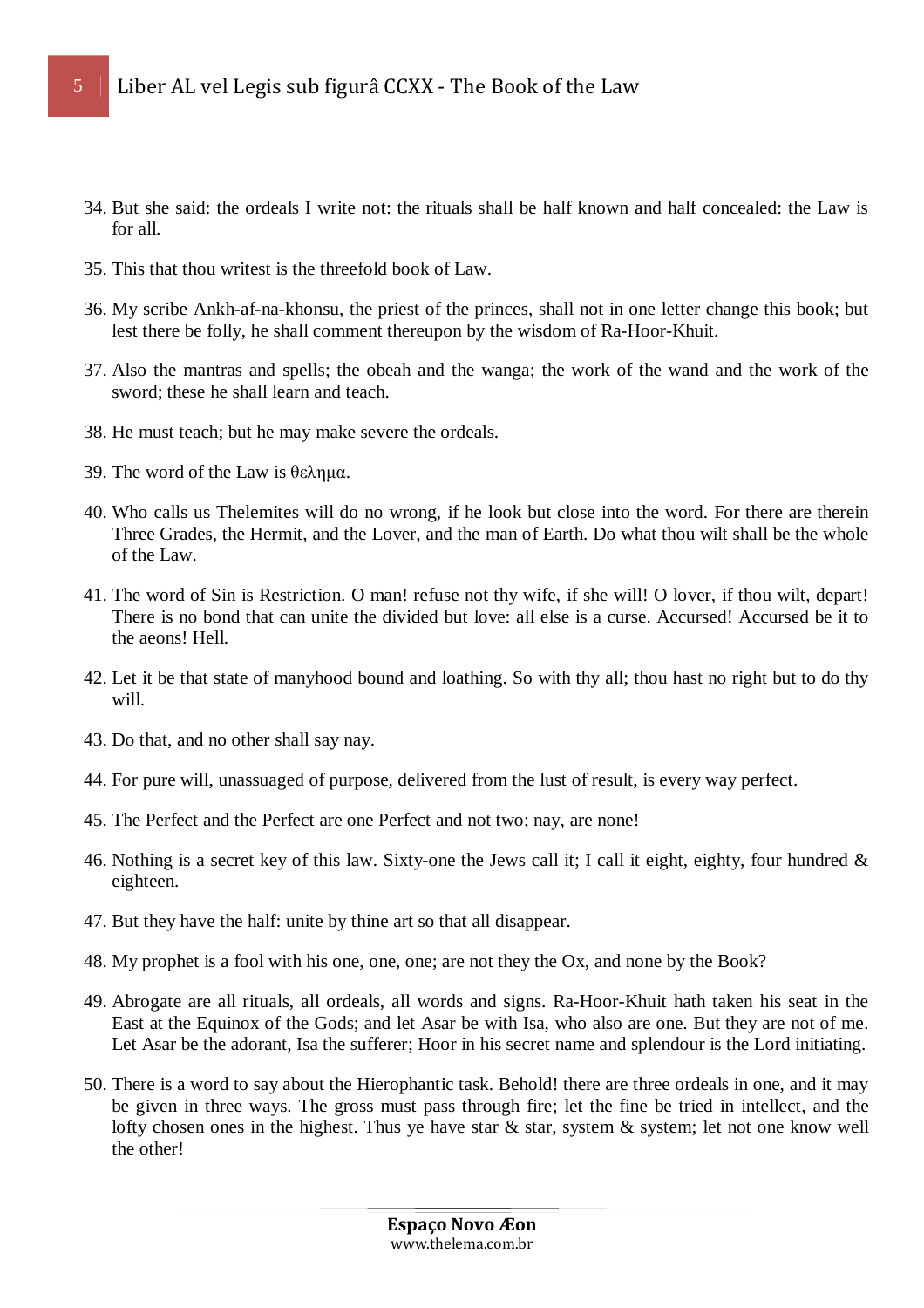34. But she said: the ordeals I write not: the rituals shall be half known and half concealed: the Law is for all.

35. This that thou writest is the threefold book of Law.

36. My scribe Ankh-af-na-khonsu, the priest of the princes, shall not in one letter change this book; but lest there be folly, he shall comment thereupon by the wisdom of Ra-Hoor-Khuit.

37. Also the mantras and spells; the obeah and the wanga; the work of the wand and the work of the sword; these he shall learn and teach.

38. He must teach; but he may make severe the ordeals.

39. The word of the Law is θελημα.

40. Who calls us Thelemites will do no wrong, if he look but close into the word. For there are therein Three Grades, the Hermit, and the Lover, and the man of Earth. Do what thou wilt shall be the whole of the Law.

41. The word of Sin is Restriction. O man! refuse not thy wife, if she will! O lover, if thou wilt, depart! There is no bond that can unite the divided but love: all else is a curse. Accursed! Accursed be it to the aeons! Hell.

42. Let it be that state of manyhood bound and loathing. So with thy all; thou hast no right but to do thy will.

43. Do that, and no other shall say nay.

44. For pure will, unassuaged of purpose, delivered from the lust of result, is every way perfect.

45. The Perfect and the Perfect are one Perfect and not two; nay, are none!

46. Nothing is a secret key of this law. Sixty-one the Jews call it; I call it eight, eighty, four hundred & eighteen.

47. But they have the half: unite by thine art so that all disappear.

48. My prophet is a fool with his one, one, one; are not they the Ox, and none by the Book?

49. Abrogate are all rituals, all ordeals, all words and signs. Ra-Hoor-Khuit hath taken his seat in the East at the Equinox of the Gods; and let Asar be with Isa, who also are one. But they are not of me. Let Asar be the adorant, Isa the sufferer; Hoor in his secret name and splendour is the Lord initiating.

50. There is a word to say about the Hierophantic task. Behold! there are three ordeals in one, and it may be given in three ways. The gross must pass through fire; let the fine be tried in intellect, and the lofty chosen ones in the highest. Thus ye have star & star, system & system; let not one know well the other!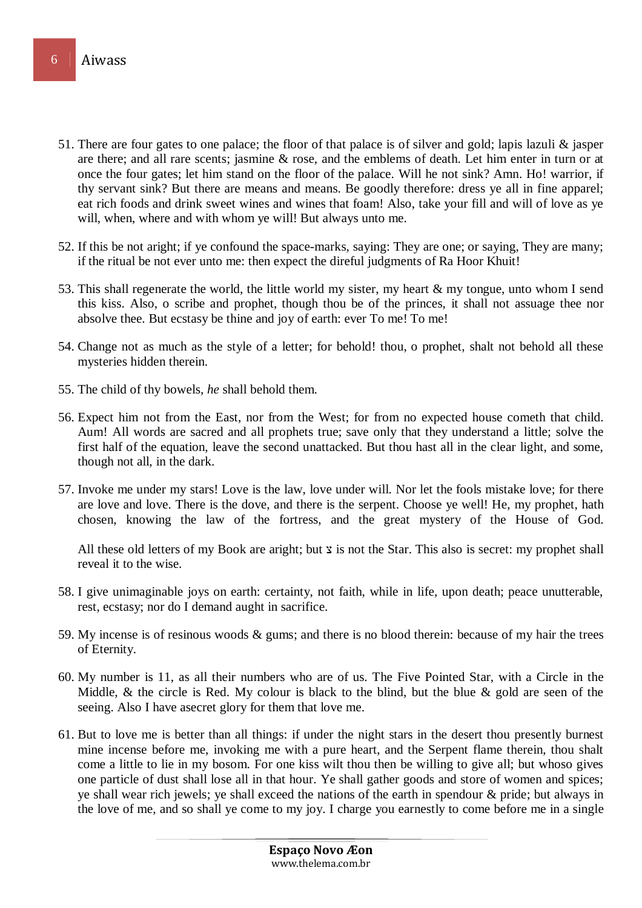51. There are four gates to one palace; the floor of that palace is of silver and gold; lapis lazuli & jasper are there; and all rare scents; jasmine & rose, and the emblems of death. Let him enter in turn or at once the four gates; let him stand on the floor of the palace. Will he not sink? Amn. Ho! warrior, if thy servant sink? But there are means and means. Be goodly therefore: dress ye all in fine apparel; eat rich foods and drink sweet wines and wines that foam! Also, take your fill and will of love as ye will, when, where and with whom ye will! But always unto me.

52. If this be not aright; if ye confound the space-marks, saying: They are one; or saying, They are many; if the ritual be not ever unto me: then expect the direful judgments of Ra Hoor Khuit!

53. This shall regenerate the world, the little world my sister, my heart & my tongue, unto whom I send this kiss. Also, o scribe and prophet, though thou be of the princes, it shall not assuage thee nor absolve thee. But ecstasy be thine and joy of earth: ever To me! To me!

54. Change not as much as the style of a letter; for behold! thou, o prophet, shalt not behold all these mysteries hidden therein.

55. The child of thy bowels, *he* shall behold them.

56. Expect him not from the East, nor from the West; for from no expected house cometh that child. Aum! All words are sacred and all prophets true; save only that they understand a little; solve the first half of the equation, leave the second unattacked. But thou hast all in the clear light, and some, though not all, in the dark.

57. Invoke me under my stars! Love is the law, love under will. Nor let the fools mistake love; for there are love and love. There is the dove, and there is the serpent. Choose ye well! He, my prophet, hath chosen, knowing the law of the fortress, and the great mystery of the House of God.

    All these old letters of my Book are aright; but צ is not the Star. This also is secret: my prophet shall reveal it to the wise.

58. I give unimaginable joys on earth: certainty, not faith, while in life, upon death; peace unutterable, rest, ecstasy; nor do I demand aught in sacrifice.

59. My incense is of resinous woods & gums; and there is no blood therein: because of my hair the trees of Eternity.

60. My number is 11, as all their numbers who are of us. The Five Pointed Star, with a Circle in the Middle, & the circle is Red. My colour is black to the blind, but the blue & gold are seen of the seeing. Also I have asecret glory for them that love me.

61. But to love me is better than all things: if under the night stars in the desert thou presently burnest mine incense before me, invoking me with a pure heart, and the Serpent flame therein, thou shalt come a little to lie in my bosom. For one kiss wilt thou then be willing to give all; but whoso gives one particle of dust shall lose all in that hour. Ye shall gather goods and store of women and spices; ye shall wear rich jewels; ye shall exceed the nations of the earth in spendour & pride; but always in the love of me, and so shall ye come to my joy. I charge you earnestly to come before me in a single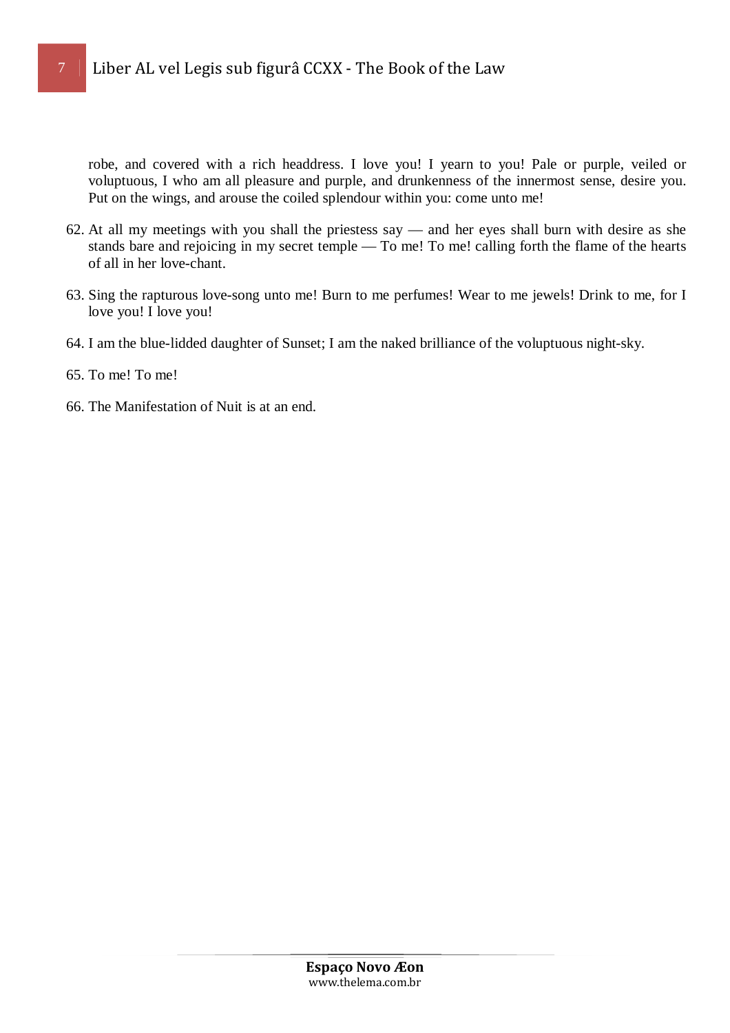robe, and covered with a rich headdress. I love you! I yearn to you! Pale or purple, veiled or voluptuous, I who am all pleasure and purple, and drunkenness of the innermost sense, desire you. Put on the wings, and arouse the coiled splendour within you: come unto me!

62. At all my meetings with you shall the priestess say — and her eyes shall burn with desire as she stands bare and rejoicing in my secret temple — To me! To me! calling forth the flame of the hearts of all in her love-chant.

63. Sing the rapturous love-song unto me! Burn to me perfumes! Wear to me jewels! Drink to me, for I love you! I love you!

64. I am the blue-lidded daughter of Sunset; I am the naked brilliance of the voluptuous night-sky.

65. To me! To me!

66. The Manifestation of Nuit is at an end.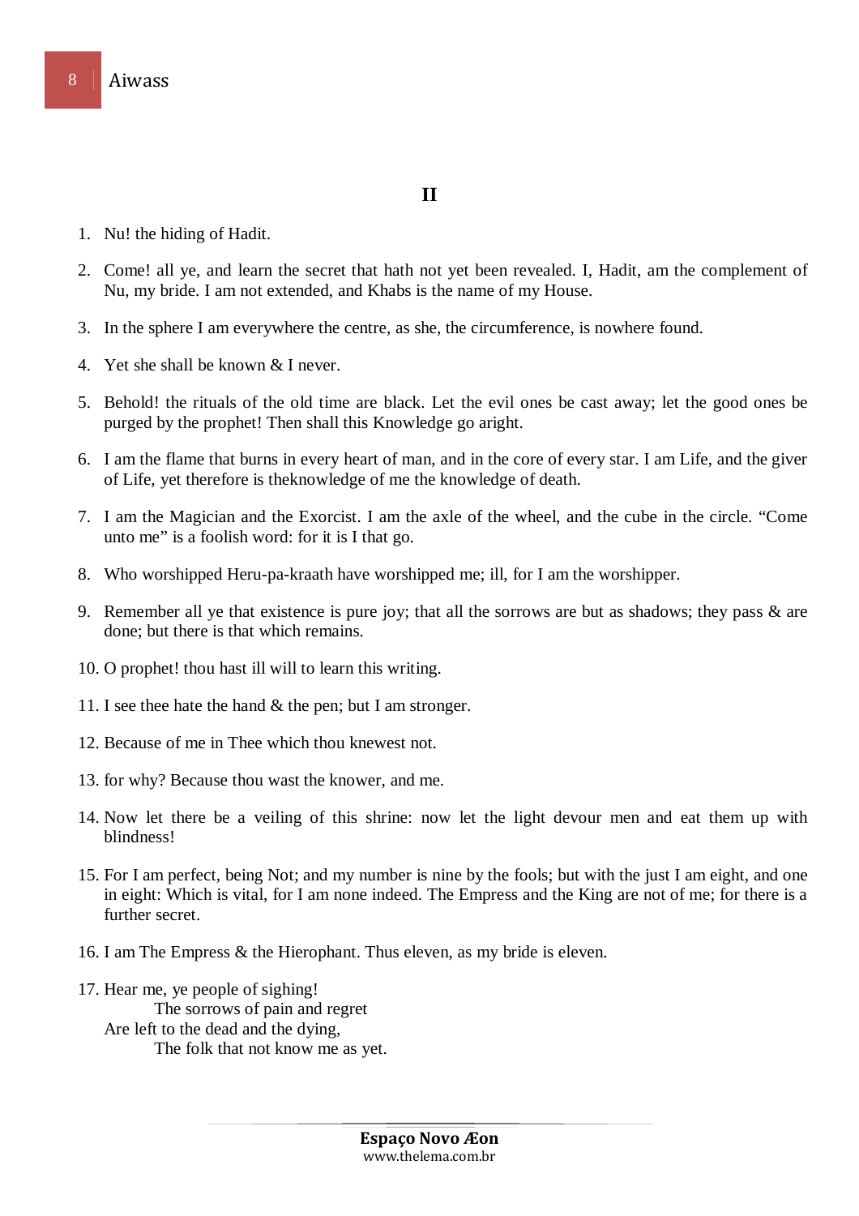# II

1. Nu! the hiding of Hadit.

2. Come! all ye, and learn the secret that hath not yet been revealed. I, Hadit, am the complement of Nu, my bride. I am not extended, and Khabs is the name of my House.

3. In the sphere I am everywhere the centre, as she, the circumference, is nowhere found.

4. Yet she shall be known & I never.

5. Behold! the rituals of the old time are black. Let the evil ones be cast away; let the good ones be purged by the prophet! Then shall this Knowledge go aright.

6. I am the flame that burns in every heart of man, and in the core of every star. I am Life, and the giver of Life, yet therefore is theknowledge of me the knowledge of death.

7. I am the Magician and the Exorcist. I am the axle of the wheel, and the cube in the circle. "Come unto me" is a foolish word: for it is I that go.

8. Who worshipped Heru-pa-kraath have worshipped me; ill, for I am the worshipper.

9. Remember all ye that existence is pure joy; that all the sorrows are but as shadows; they pass & are done; but there is that which remains.

10. O prophet! thou hast ill will to learn this writing.

11. I see thee hate the hand & the pen; but I am stronger.

12. Because of me in Thee which thou knewest not.

13. for why? Because thou wast the knower, and me.

14. Now let there be a veiling of this shrine: now let the light devour men and eat them up with blindness!

15. For I am perfect, being Not; and my number is nine by the fools; but with the just I am eight, and one in eight: Which is vital, for I am none indeed. The Empress and the King are not of me; for there is a further secret.

16. I am The Empress & the Hierophant. Thus eleven, as my bride is eleven.

17. Hear me, ye people of sighing!
    The sorrows of pain and regret
    Are left to the dead and the dying,
    The folk that not know me as yet.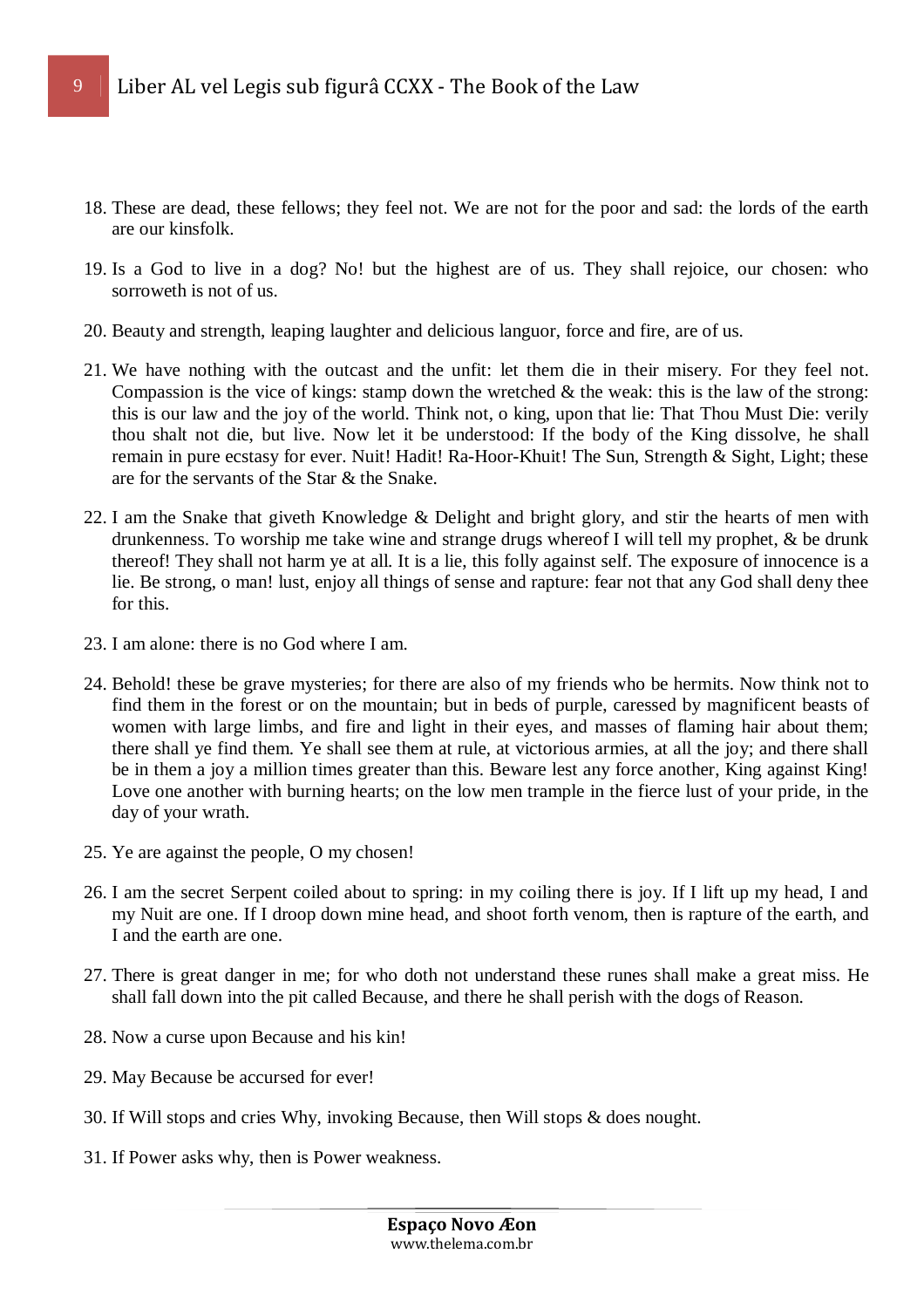18. These are dead, these fellows; they feel not. We are not for the poor and sad: the lords of the earth are our kinsfolk.

19. Is a God to live in a dog? No! but the highest are of us. They shall rejoice, our chosen: who sorroweth is not of us.

20. Beauty and strength, leaping laughter and delicious languor, force and fire, are of us.

21. We have nothing with the outcast and the unfit: let them die in their misery. For they feel not. Compassion is the vice of kings: stamp down the wretched & the weak: this is the law of the strong: this is our law and the joy of the world. Think not, o king, upon that lie: That Thou Must Die: verily thou shalt not die, but live. Now let it be understood: If the body of the King dissolve, he shall remain in pure ecstasy for ever. Nuit! Hadit! Ra-Hoor-Khuit! The Sun, Strength & Sight, Light; these are for the servants of the Star & the Snake.

22. I am the Snake that giveth Knowledge & Delight and bright glory, and stir the hearts of men with drunkenness. To worship me take wine and strange drugs whereof I will tell my prophet, & be drunk thereof! They shall not harm ye at all. It is a lie, this folly against self. The exposure of innocence is a lie. Be strong, o man! lust, enjoy all things of sense and rapture: fear not that any God shall deny thee for this.

23. I am alone: there is no God where I am.

24. Behold! these be grave mysteries; for there are also of my friends who be hermits. Now think not to find them in the forest or on the mountain; but in beds of purple, caressed by magnificent beasts of women with large limbs, and fire and light in their eyes, and masses of flaming hair about them; there shall ye find them. Ye shall see them at rule, at victorious armies, at all the joy; and there shall be in them a joy a million times greater than this. Beware lest any force another, King against King! Love one another with burning hearts; on the low men trample in the fierce lust of your pride, in the day of your wrath.

25. Ye are against the people, O my chosen!

26. I am the secret Serpent coiled about to spring: in my coiling there is joy. If I lift up my head, I and my Nuit are one. If I droop down mine head, and shoot forth venom, then is rapture of the earth, and I and the earth are one.

27. There is great danger in me; for who doth not understand these runes shall make a great miss. He shall fall down into the pit called Because, and there he shall perish with the dogs of Reason.

28. Now a curse upon Because and his kin!

29. May Because be accursed for ever!

30. If Will stops and cries Why, invoking Because, then Will stops & does nought.

31. If Power asks why, then is Power weakness.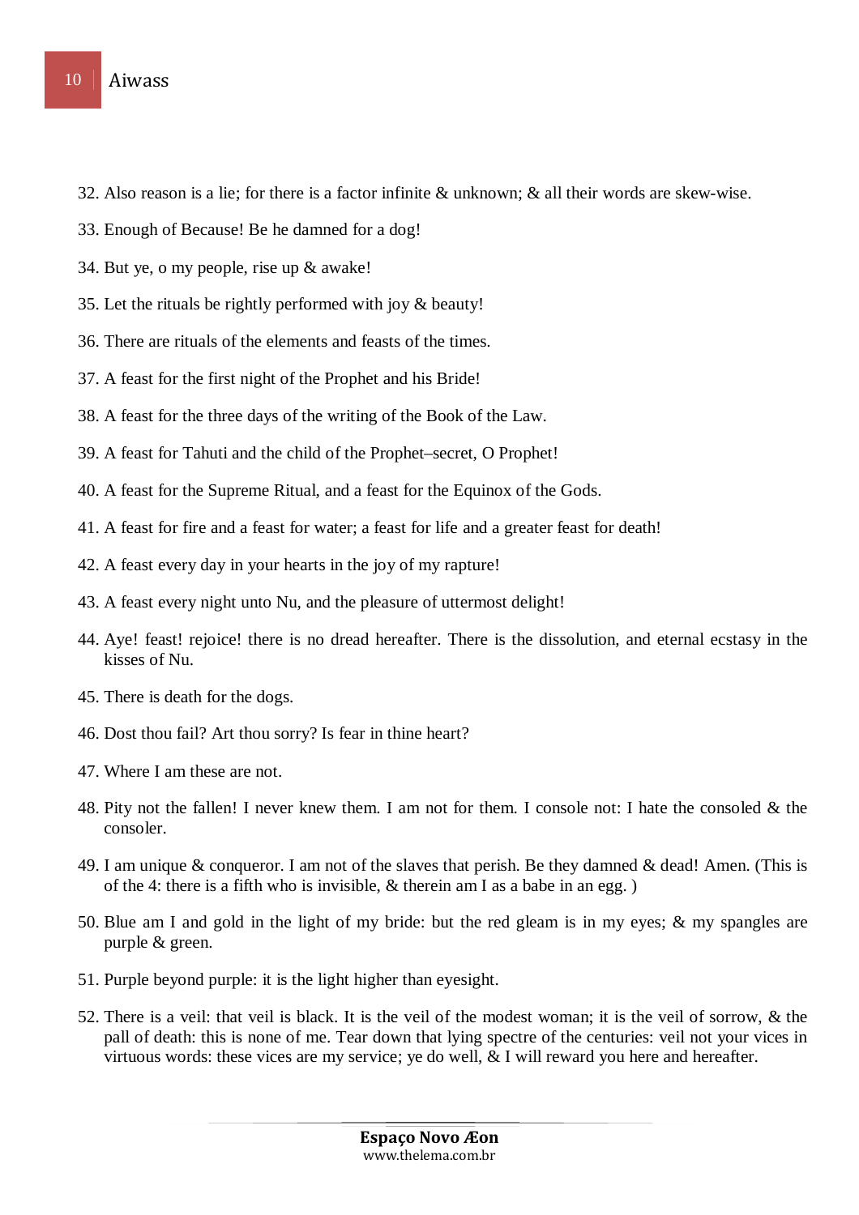32. Also reason is a lie; for there is a factor infinite & unknown; & all their words are skew-wise.

33. Enough of Because! Be he damned for a dog!

34. But ye, o my people, rise up & awake!

35. Let the rituals be rightly performed with joy & beauty!

36. There are rituals of the elements and feasts of the times.

37. A feast for the first night of the Prophet and his Bride!

38. A feast for the three days of the writing of the Book of the Law.

39. A feast for Tahuti and the child of the Prophet–secret, O Prophet!

40. A feast for the Supreme Ritual, and a feast for the Equinox of the Gods.

41. A feast for fire and a feast for water; a feast for life and a greater feast for death!

42. A feast every day in your hearts in the joy of my rapture!

43. A feast every night unto Nu, and the pleasure of uttermost delight!

44. Aye! feast! rejoice! there is no dread hereafter. There is the dissolution, and eternal ecstasy in the kisses of Nu.

45. There is death for the dogs.

46. Dost thou fail? Art thou sorry? Is fear in thine heart?

47. Where I am these are not.

48. Pity not the fallen! I never knew them. I am not for them. I console not: I hate the consoled & the consoler.

49. I am unique & conqueror. I am not of the slaves that perish. Be they damned & dead! Amen. (This is of the 4: there is a fifth who is invisible, & therein am I as a babe in an egg. )

50. Blue am I and gold in the light of my bride: but the red gleam is in my eyes; & my spangles are purple & green.

51. Purple beyond purple: it is the light higher than eyesight.

52. There is a veil: that veil is black. It is the veil of the modest woman; it is the veil of sorrow, & the pall of death: this is none of me. Tear down that lying spectre of the centuries: veil not your vices in virtuous words: these vices are my service; ye do well, & I will reward you here and hereafter.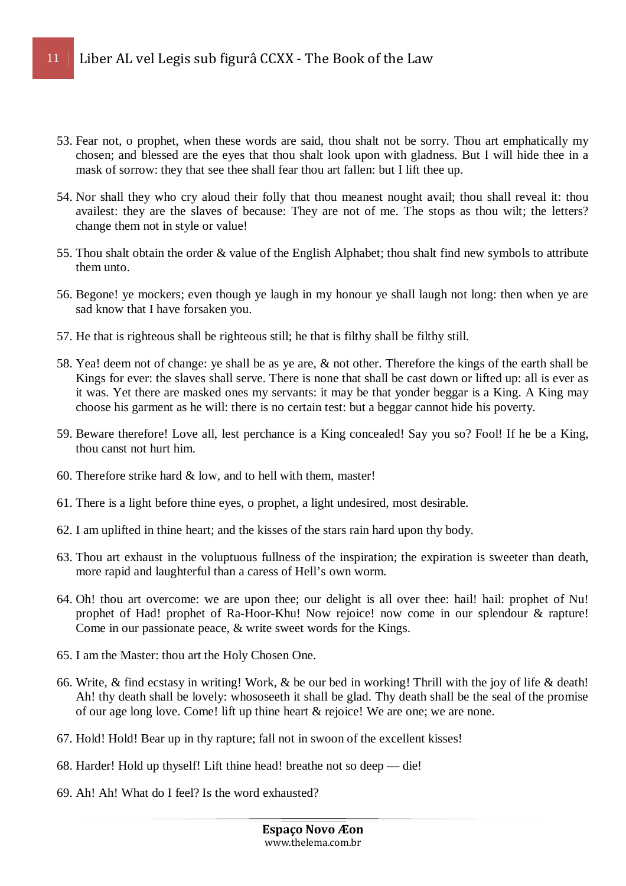53. Fear not, o prophet, when these words are said, thou shalt not be sorry. Thou art emphatically my chosen; and blessed are the eyes that thou shalt look upon with gladness. But I will hide thee in a mask of sorrow: they that see thee shall fear thou art fallen: but I lift thee up.

54. Nor shall they who cry aloud their folly that thou meanest nought avail; thou shall reveal it: thou availest: they are the slaves of because: They are not of me. The stops as thou wilt; the letters? change them not in style or value!

55. Thou shalt obtain the order & value of the English Alphabet; thou shalt find new symbols to attribute them unto.

56. Begone! ye mockers; even though ye laugh in my honour ye shall laugh not long: then when ye are sad know that I have forsaken you.

57. He that is righteous shall be righteous still; he that is filthy shall be filthy still.

58. Yea! deem not of change: ye shall be as ye are, & not other. Therefore the kings of the earth shall be Kings for ever: the slaves shall serve. There is none that shall be cast down or lifted up: all is ever as it was. Yet there are masked ones my servants: it may be that yonder beggar is a King. A King may choose his garment as he will: there is no certain test: but a beggar cannot hide his poverty.

59. Beware therefore! Love all, lest perchance is a King concealed! Say you so? Fool! If he be a King, thou canst not hurt him.

60. Therefore strike hard & low, and to hell with them, master!

61. There is a light before thine eyes, o prophet, a light undesired, most desirable.

62. I am uplifted in thine heart; and the kisses of the stars rain hard upon thy body.

63. Thou art exhaust in the voluptuous fullness of the inspiration; the expiration is sweeter than death, more rapid and laughterful than a caress of Hell's own worm.

64. Oh! thou art overcome: we are upon thee; our delight is all over thee: hail! hail: prophet of Nu! prophet of Had! prophet of Ra-Hoor-Khu! Now rejoice! now come in our splendour & rapture! Come in our passionate peace, & write sweet words for the Kings.

65. I am the Master: thou art the Holy Chosen One.

66. Write, & find ecstasy in writing! Work, & be our bed in working! Thrill with the joy of life & death! Ah! thy death shall be lovely: whososeeth it shall be glad. Thy death shall be the seal of the promise of our age long love. Come! lift up thine heart & rejoice! We are one; we are none.

67. Hold! Hold! Bear up in thy rapture; fall not in swoon of the excellent kisses!

68. Harder! Hold up thyself! Lift thine head! breathe not so deep — die!

69. Ah! Ah! What do I feel? Is the word exhausted?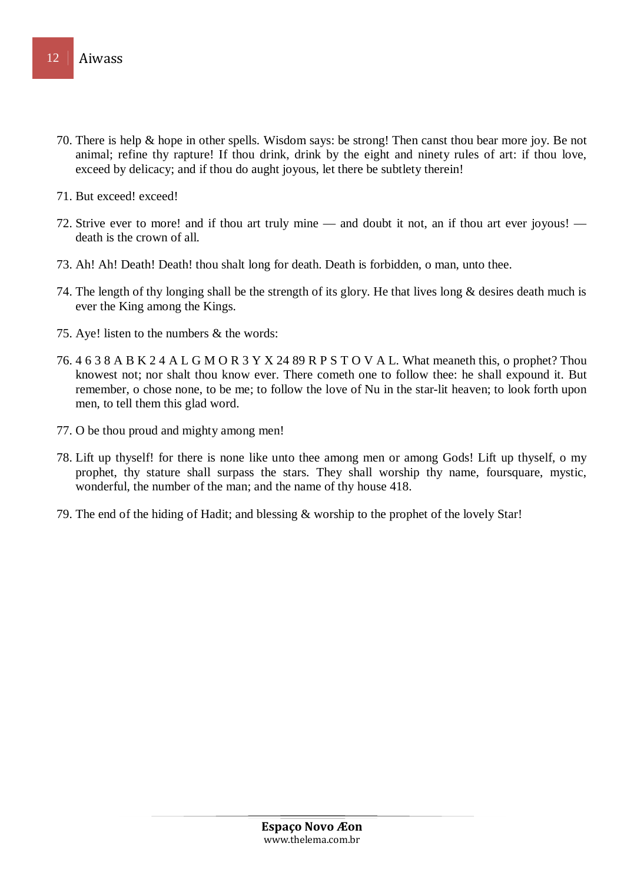70. There is help & hope in other spells. Wisdom says: be strong! Then canst thou bear more joy. Be not animal; refine thy rapture! If thou drink, drink by the eight and ninety rules of art: if thou love, exceed by delicacy; and if thou do aught joyous, let there be subtlety therein!

71. But exceed! exceed!

72. Strive ever to more! and if thou art truly mine — and doubt it not, an if thou art ever joyous! — death is the crown of all.

73. Ah! Ah! Death! Death! thou shalt long for death. Death is forbidden, o man, unto thee.

74. The length of thy longing shall be the strength of its glory. He that lives long & desires death much is ever the King among the Kings.

75. Aye! listen to the numbers & the words:

76. 4 6 3 8 A B K 2 4 A L G M O R 3 Y X 24 89 R P S T O V A L. What meaneth this, o prophet? Thou knowest not; nor shalt thou know ever. There cometh one to follow thee: he shall expound it. But remember, o chose none, to be me; to follow the love of Nu in the star-lit heaven; to look forth upon men, to tell them this glad word.

77. O be thou proud and mighty among men!

78. Lift up thyself! for there is none like unto thee among men or among Gods! Lift up thyself, o my prophet, thy stature shall surpass the stars. They shall worship thy name, foursquare, mystic, wonderful, the number of the man; and the name of thy house 418.

79. The end of the hiding of Hadit; and blessing & worship to the prophet of the lovely Star!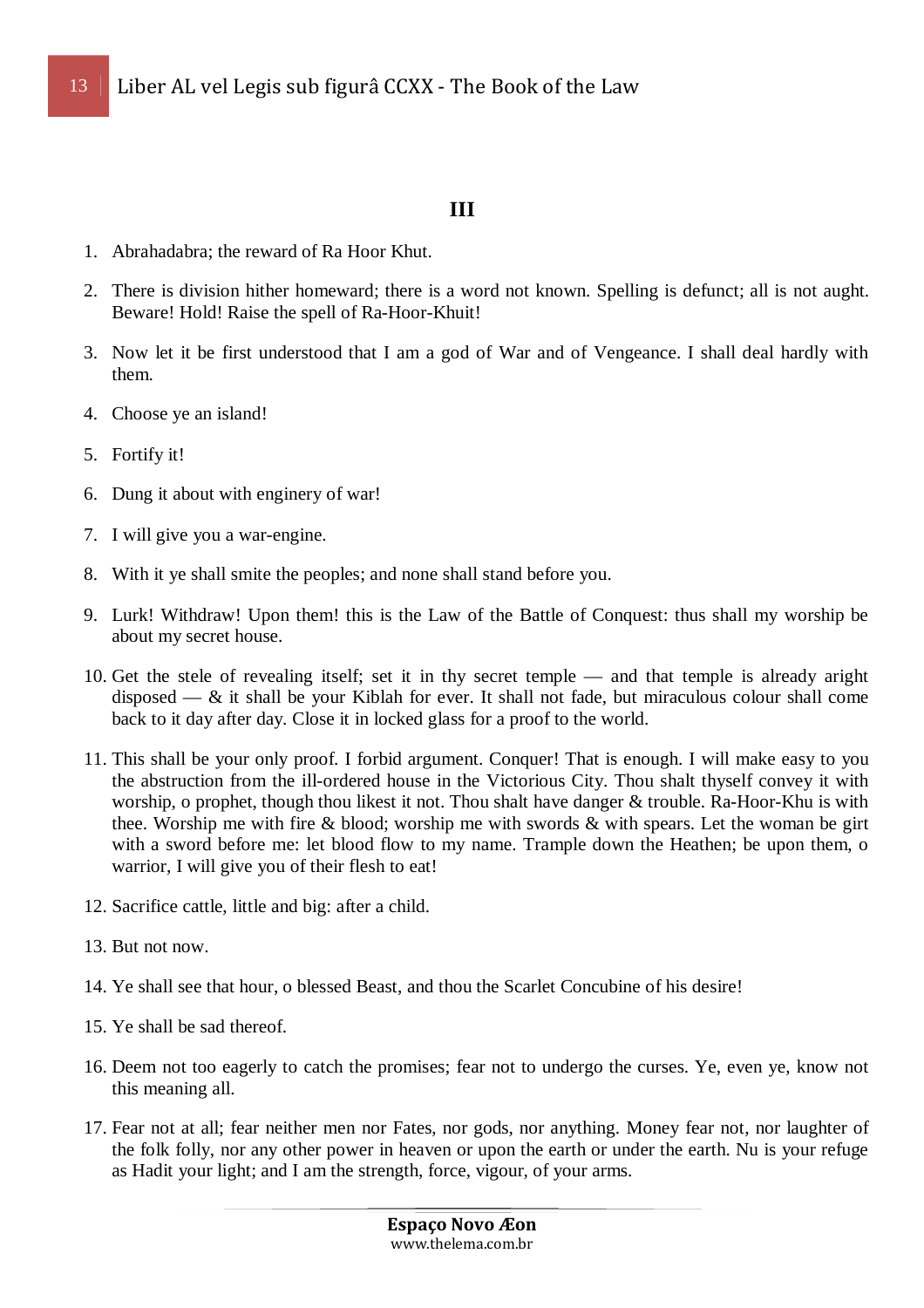## III

1. Abrahadabra; the reward of Ra Hoor Khut.

2. There is division hither homeward; there is a word not known. Spelling is defunct; all is not aught. Beware! Hold! Raise the spell of Ra-Hoor-Khuit!

3. Now let it be first understood that I am a god of War and of Vengeance. I shall deal hardly with them.

4. Choose ye an island!

5. Fortify it!

6. Dung it about with enginery of war!

7. I will give you a war-engine.

8. With it ye shall smite the peoples; and none shall stand before you.

9. Lurk! Withdraw! Upon them! this is the Law of the Battle of Conquest: thus shall my worship be about my secret house.

10. Get the stele of revealing itself; set it in thy secret temple — and that temple is already aright disposed — & it shall be your Kiblah for ever. It shall not fade, but miraculous colour shall come back to it day after day. Close it in locked glass for a proof to the world.

11. This shall be your only proof. I forbid argument. Conquer! That is enough. I will make easy to you the abstruction from the ill-ordered house in the Victorious City. Thou shalt thyself convey it with worship, o prophet, though thou likest it not. Thou shalt have danger & trouble. Ra-Hoor-Khu is with thee. Worship me with fire & blood; worship me with swords & with spears. Let the woman be girt with a sword before me: let blood flow to my name. Trample down the Heathen; be upon them, o warrior, I will give you of their flesh to eat!

12. Sacrifice cattle, little and big: after a child.

13. But not now.

14. Ye shall see that hour, o blessed Beast, and thou the Scarlet Concubine of his desire!

15. Ye shall be sad thereof.

16. Deem not too eagerly to catch the promises; fear not to undergo the curses. Ye, even ye, know not this meaning all.

17. Fear not at all; fear neither men nor Fates, nor gods, nor anything. Money fear not, nor laughter of the folk folly, nor any other power in heaven or upon the earth or under the earth. Nu is your refuge as Hadit your light; and I am the strength, force, vigour, of your arms.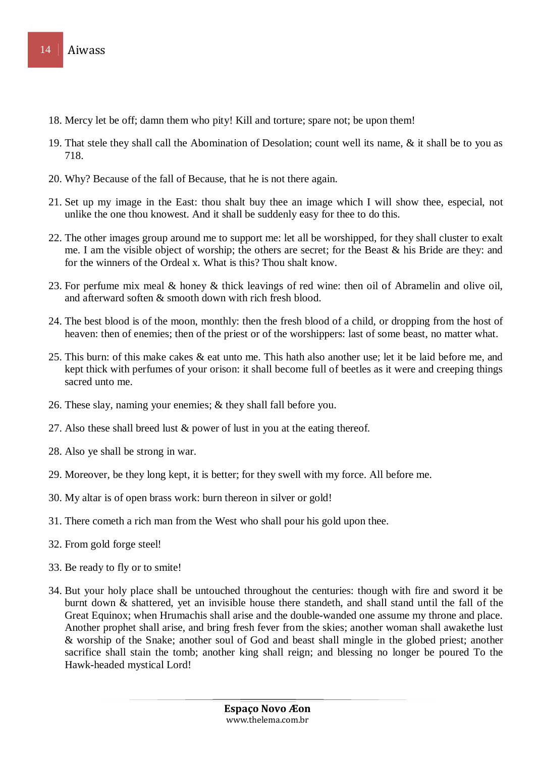18. Mercy let be off; damn them who pity! Kill and torture; spare not; be upon them!

19. That stele they shall call the Abomination of Desolation; count well its name, & it shall be to you as 718.

20. Why? Because of the fall of Because, that he is not there again.

21. Set up my image in the East: thou shalt buy thee an image which I will show thee, especial, not unlike the one thou knowest. And it shall be suddenly easy for thee to do this.

22. The other images group around me to support me: let all be worshipped, for they shall cluster to exalt me. I am the visible object of worship; the others are secret; for the Beast & his Bride are they: and for the winners of the Ordeal x. What is this? Thou shalt know.

23. For perfume mix meal & honey & thick leavings of red wine: then oil of Abramelin and olive oil, and afterward soften & smooth down with rich fresh blood.

24. The best blood is of the moon, monthly: then the fresh blood of a child, or dropping from the host of heaven: then of enemies; then of the priest or of the worshippers: last of some beast, no matter what.

25. This burn: of this make cakes & eat unto me. This hath also another use; let it be laid before me, and kept thick with perfumes of your orison: it shall become full of beetles as it were and creeping things sacred unto me.

26. These slay, naming your enemies; & they shall fall before you.

27. Also these shall breed lust & power of lust in you at the eating thereof.

28. Also ye shall be strong in war.

29. Moreover, be they long kept, it is better; for they swell with my force. All before me.

30. My altar is of open brass work: burn thereon in silver or gold!

31. There cometh a rich man from the West who shall pour his gold upon thee.

32. From gold forge steel!

33. Be ready to fly or to smite!

34. But your holy place shall be untouched throughout the centuries: though with fire and sword it be burnt down & shattered, yet an invisible house there standeth, and shall stand until the fall of the Great Equinox; when Hrumachis shall arise and the double-wanded one assume my throne and place. Another prophet shall arise, and bring fresh fever from the skies; another woman shall awakethe lust & worship of the Snake; another soul of God and beast shall mingle in the globed priest; another sacrifice shall stain the tomb; another king shall reign; and blessing no longer be poured To the Hawk-headed mystical Lord!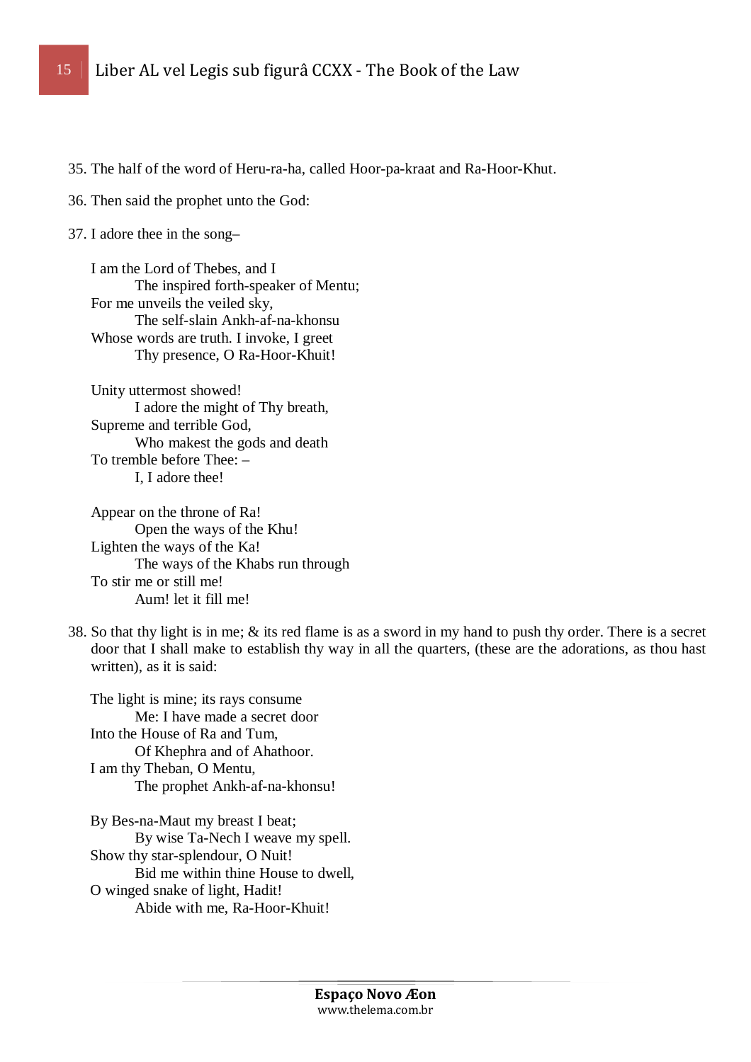35. The half of the word of Heru-ra-ha, called Hoor-pa-kraat and Ra-Hoor-Khut.

36. Then said the prophet unto the God:

37. I adore thee in the song–

> I am the Lord of Thebes, and I
> &nbsp;&nbsp;&nbsp;&nbsp;&nbsp;&nbsp;&nbsp;&nbsp;The inspired forth-speaker of Mentu;
> For me unveils the veiled sky,
> &nbsp;&nbsp;&nbsp;&nbsp;&nbsp;&nbsp;&nbsp;&nbsp;The self-slain Ankh-af-na-khonsu
> Whose words are truth. I invoke, I greet
> &nbsp;&nbsp;&nbsp;&nbsp;&nbsp;&nbsp;&nbsp;&nbsp;Thy presence, O Ra-Hoor-Khuit!
>
> Unity uttermost showed!
> &nbsp;&nbsp;&nbsp;&nbsp;&nbsp;&nbsp;&nbsp;&nbsp;I adore the might of Thy breath,
> Supreme and terrible God,
> &nbsp;&nbsp;&nbsp;&nbsp;&nbsp;&nbsp;&nbsp;&nbsp;Who makest the gods and death
> To tremble before Thee: –
> &nbsp;&nbsp;&nbsp;&nbsp;&nbsp;&nbsp;&nbsp;&nbsp;I, I adore thee!
>
> Appear on the throne of Ra!
> &nbsp;&nbsp;&nbsp;&nbsp;&nbsp;&nbsp;&nbsp;&nbsp;Open the ways of the Khu!
> Lighten the ways of the Ka!
> &nbsp;&nbsp;&nbsp;&nbsp;&nbsp;&nbsp;&nbsp;&nbsp;The ways of the Khabs run through
> To stir me or still me!
> &nbsp;&nbsp;&nbsp;&nbsp;&nbsp;&nbsp;&nbsp;&nbsp;Aum! let it fill me!

38. So that thy light is in me; & its red flame is as a sword in my hand to push thy order. There is a secret door that I shall make to establish thy way in all the quarters, (these are the adorations, as thou hast written), as it is said:

> The light is mine; its rays consume
> &nbsp;&nbsp;&nbsp;&nbsp;&nbsp;&nbsp;&nbsp;&nbsp;Me: I have made a secret door
> Into the House of Ra and Tum,
> &nbsp;&nbsp;&nbsp;&nbsp;&nbsp;&nbsp;&nbsp;&nbsp;Of Khephra and of Ahathoor.
> I am thy Theban, O Mentu,
> &nbsp;&nbsp;&nbsp;&nbsp;&nbsp;&nbsp;&nbsp;&nbsp;The prophet Ankh-af-na-khonsu!
>
> By Bes-na-Maut my breast I beat;
> &nbsp;&nbsp;&nbsp;&nbsp;&nbsp;&nbsp;&nbsp;&nbsp;By wise Ta-Nech I weave my spell.
> Show thy star-splendour, O Nuit!
> &nbsp;&nbsp;&nbsp;&nbsp;&nbsp;&nbsp;&nbsp;&nbsp;Bid me within thine House to dwell,
> O winged snake of light, Hadit!
> &nbsp;&nbsp;&nbsp;&nbsp;&nbsp;&nbsp;&nbsp;&nbsp;Abide with me, Ra-Hoor-Khuit!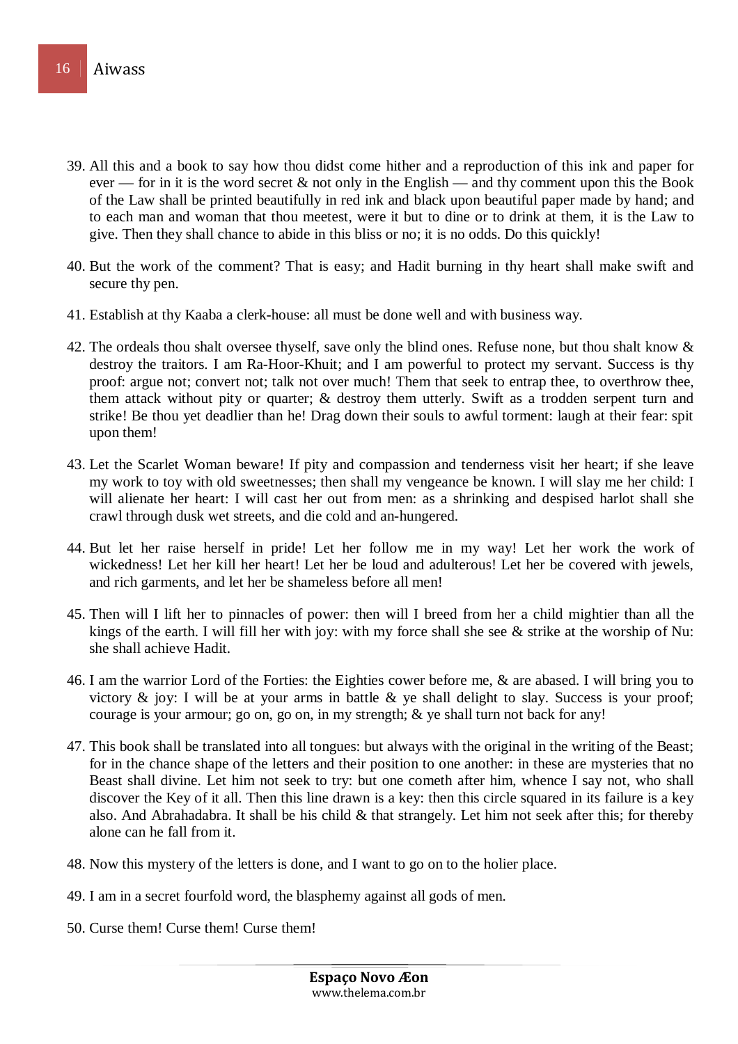39. All this and a book to say how thou didst come hither and a reproduction of this ink and paper for ever — for in it is the word secret & not only in the English — and thy comment upon this the Book of the Law shall be printed beautifully in red ink and black upon beautiful paper made by hand; and to each man and woman that thou meetest, were it but to dine or to drink at them, it is the Law to give. Then they shall chance to abide in this bliss or no; it is no odds. Do this quickly!

40. But the work of the comment? That is easy; and Hadit burning in thy heart shall make swift and secure thy pen.

41. Establish at thy Kaaba a clerk-house: all must be done well and with business way.

42. The ordeals thou shalt oversee thyself, save only the blind ones. Refuse none, but thou shalt know & destroy the traitors. I am Ra-Hoor-Khuit; and I am powerful to protect my servant. Success is thy proof: argue not; convert not; talk not over much! Them that seek to entrap thee, to overthrow thee, them attack without pity or quarter; & destroy them utterly. Swift as a trodden serpent turn and strike! Be thou yet deadlier than he! Drag down their souls to awful torment: laugh at their fear: spit upon them!

43. Let the Scarlet Woman beware! If pity and compassion and tenderness visit her heart; if she leave my work to toy with old sweetnesses; then shall my vengeance be known. I will slay me her child: I will alienate her heart: I will cast her out from men: as a shrinking and despised harlot shall she crawl through dusk wet streets, and die cold and an-hungered.

44. But let her raise herself in pride! Let her follow me in my way! Let her work the work of wickedness! Let her kill her heart! Let her be loud and adulterous! Let her be covered with jewels, and rich garments, and let her be shameless before all men!

45. Then will I lift her to pinnacles of power: then will I breed from her a child mightier than all the kings of the earth. I will fill her with joy: with my force shall she see & strike at the worship of Nu: she shall achieve Hadit.

46. I am the warrior Lord of the Forties: the Eighties cower before me, & are abased. I will bring you to victory & joy: I will be at your arms in battle & ye shall delight to slay. Success is your proof; courage is your armour; go on, go on, in my strength; & ye shall turn not back for any!

47. This book shall be translated into all tongues: but always with the original in the writing of the Beast; for in the chance shape of the letters and their position to one another: in these are mysteries that no Beast shall divine. Let him not seek to try: but one cometh after him, whence I say not, who shall discover the Key of it all. Then this line drawn is a key: then this circle squared in its failure is a key also. And Abrahadabra. It shall be his child & that strangely. Let him not seek after this; for thereby alone can he fall from it.

48. Now this mystery of the letters is done, and I want to go on to the holier place.

49. I am in a secret fourfold word, the blasphemy against all gods of men.

50. Curse them! Curse them! Curse them!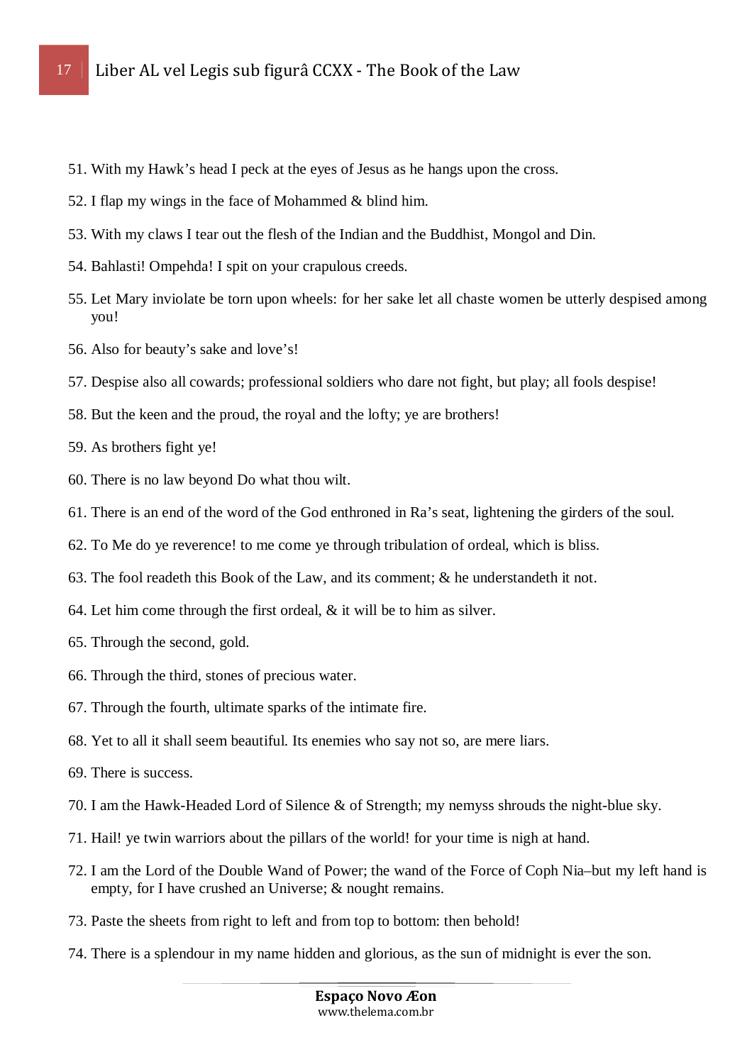51. With my Hawk's head I peck at the eyes of Jesus as he hangs upon the cross.
52. I flap my wings in the face of Mohammed & blind him.
53. With my claws I tear out the flesh of the Indian and the Buddhist, Mongol and Din.
54. Bahlasti! Ompehda! I spit on your crapulous creeds.
55. Let Mary inviolate be torn upon wheels: for her sake let all chaste women be utterly despised among you!
56. Also for beauty's sake and love's!
57. Despise also all cowards; professional soldiers who dare not fight, but play; all fools despise!
58. But the keen and the proud, the royal and the lofty; ye are brothers!
59. As brothers fight ye!
60. There is no law beyond Do what thou wilt.
61. There is an end of the word of the God enthroned in Ra's seat, lightening the girders of the soul.
62. To Me do ye reverence! to me come ye through tribulation of ordeal, which is bliss.
63. The fool readeth this Book of the Law, and its comment; & he understandeth it not.
64. Let him come through the first ordeal, & it will be to him as silver.
65. Through the second, gold.
66. Through the third, stones of precious water.
67. Through the fourth, ultimate sparks of the intimate fire.
68. Yet to all it shall seem beautiful. Its enemies who say not so, are mere liars.
69. There is success.
70. I am the Hawk-Headed Lord of Silence & of Strength; my nemyss shrouds the night-blue sky.
71. Hail! ye twin warriors about the pillars of the world! for your time is nigh at hand.
72. I am the Lord of the Double Wand of Power; the wand of the Force of Coph Nia–but my left hand is empty, for I have crushed an Universe; & nought remains.
73. Paste the sheets from right to left and from top to bottom: then behold!
74. There is a splendour in my name hidden and glorious, as the sun of midnight is ever the son.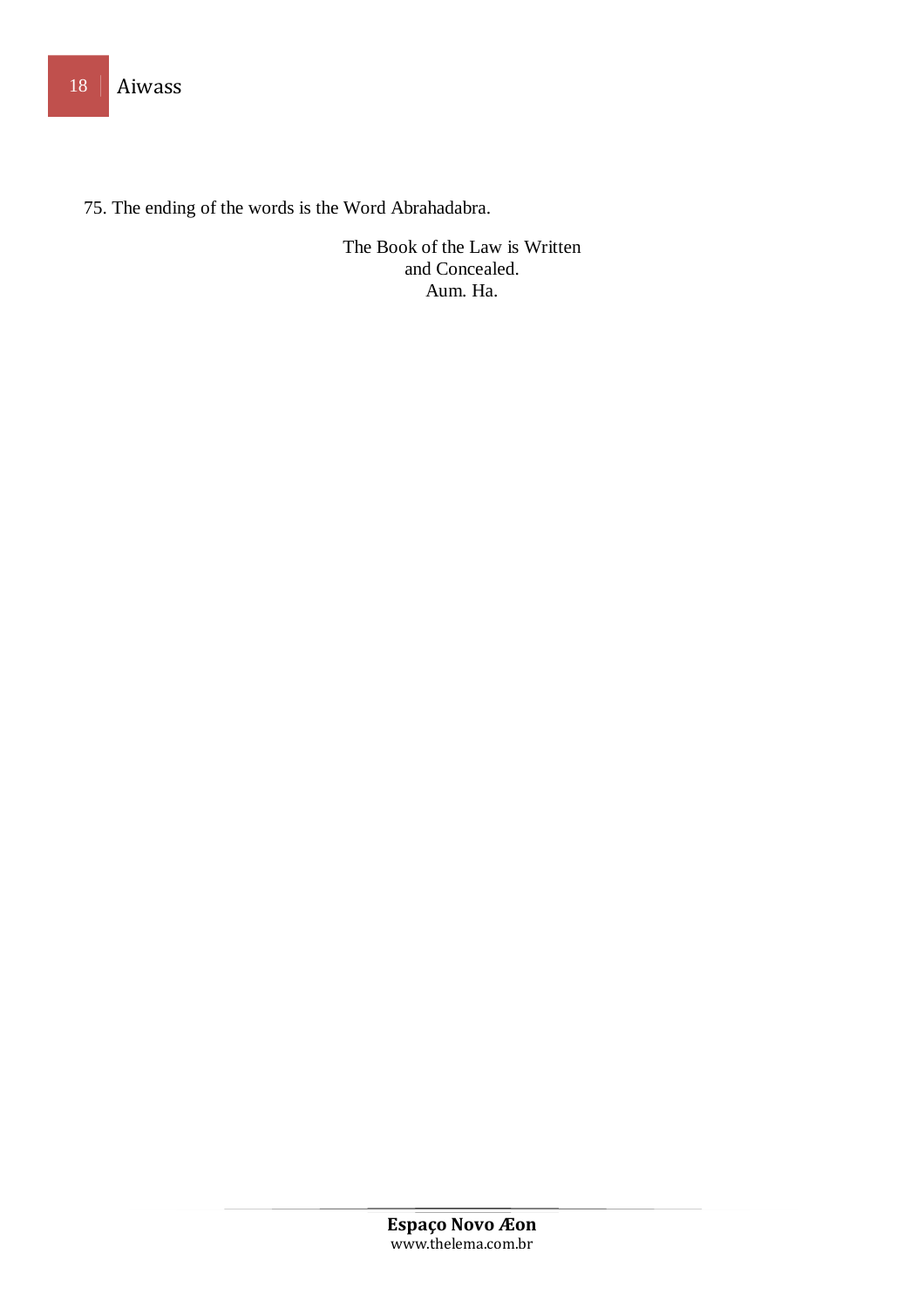75. The ending of the words is the Word Abrahadabra.

The Book of the Law is Written
and Concealed.
Aum. Ha.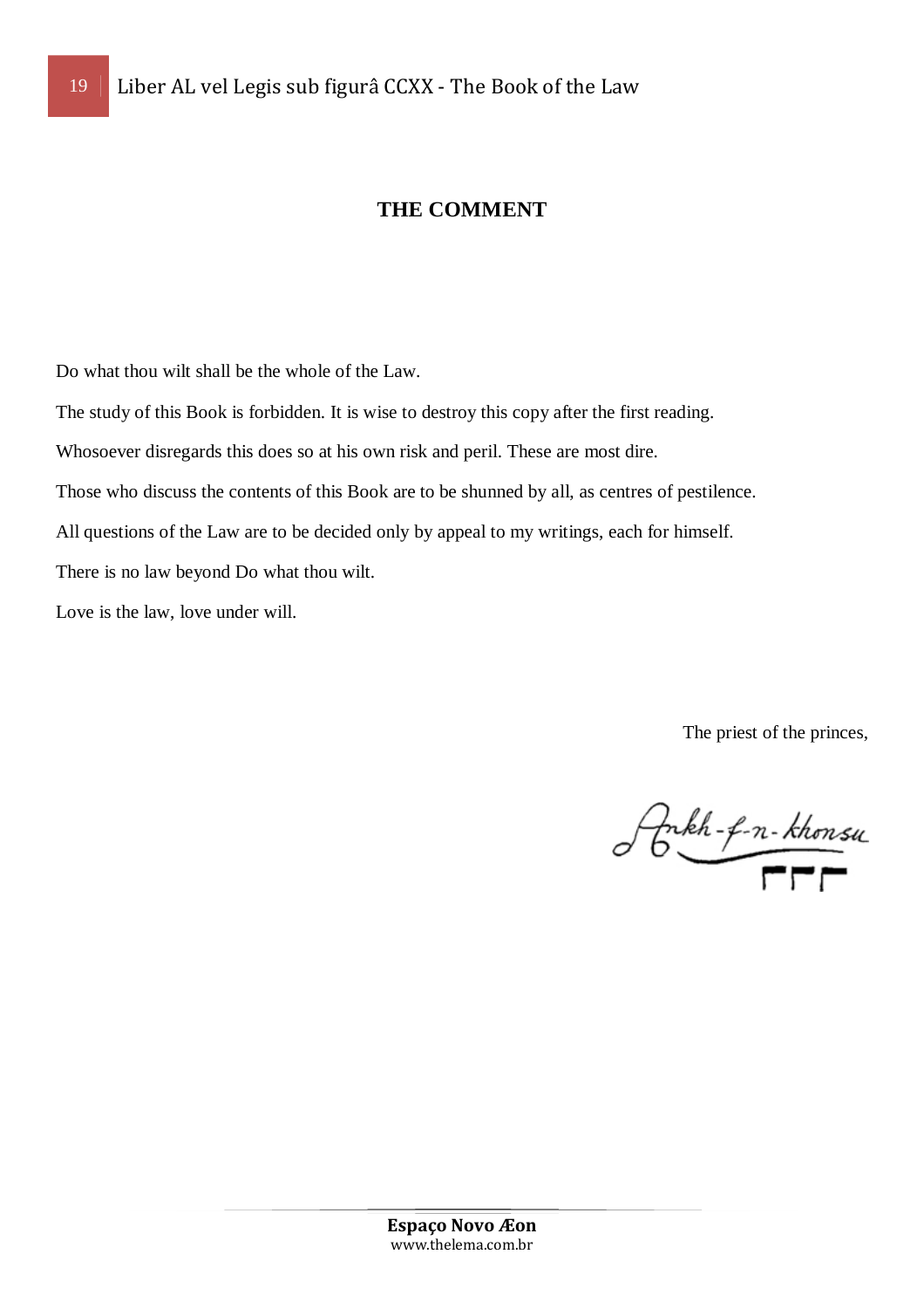## THE COMMENT

Do what thou wilt shall be the whole of the Law.

The study of this Book is forbidden. It is wise to destroy this copy after the first reading.

Whosoever disregards this does so at his own risk and peril. These are most dire.

Those who discuss the contents of this Book are to be shunned by all, as centres of pestilence.

All questions of the Law are to be decided only by appeal to my writings, each for himself.

There is no law beyond Do what thou wilt.

Love is the law, love under will.

The priest of the princes,

Ankh-f-n-khonsu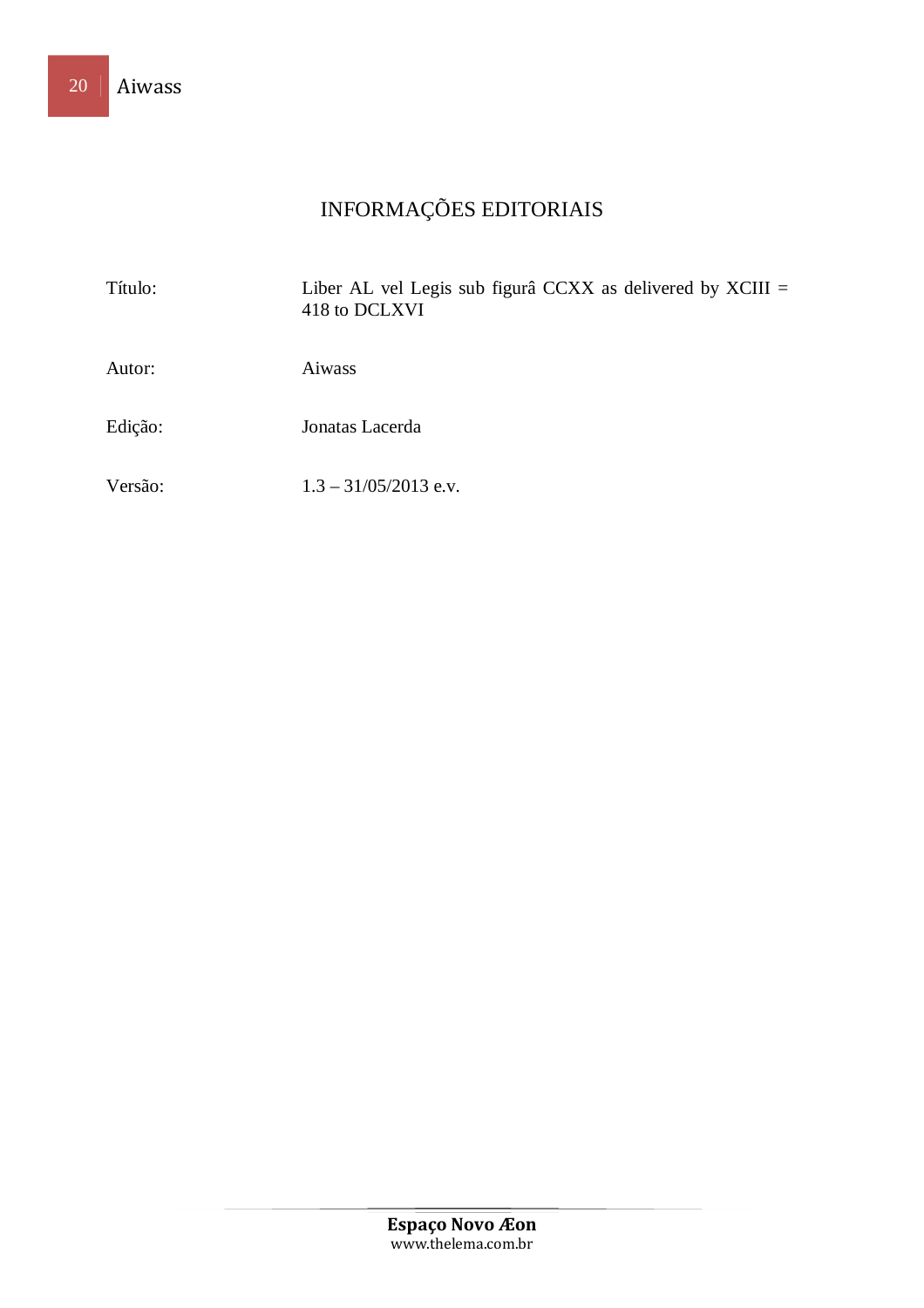# INFORMAÇÕES EDITORIAIS

| | |
|---|---|
| Título: | Liber AL vel Legis sub figurâ CCXX as delivered by XCIII = 418 to DCLXVI |
| Autor: | Aiwass |
| Edição: | Jonatas Lacerda |
| Versão: | 1.3 – 31/05/2013 e.v. |